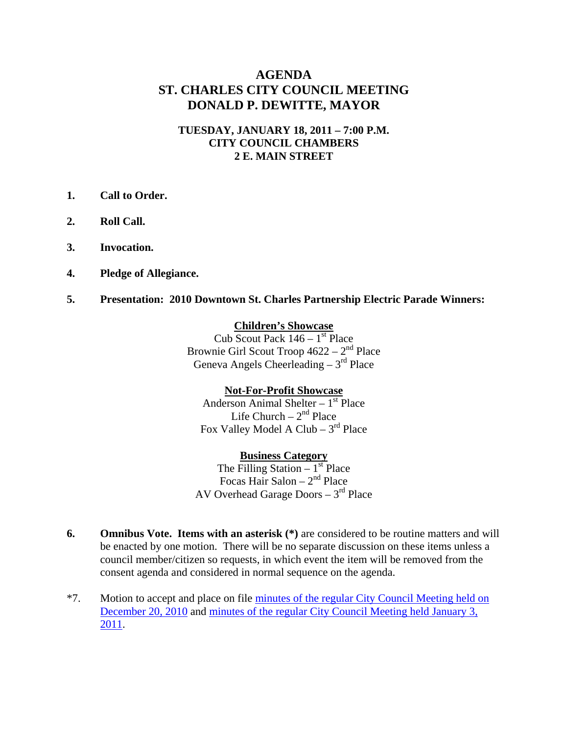# AGENDA
# ST. CHARLES CITY COUNCIL MEETING
# DONALD P. DEWITTE, MAYOR

**TUESDAY, JANUARY 18, 2011 – 7:00 P.M.**
**CITY COUNCIL CHAMBERS**
**2 E. MAIN STREET**

1. **Call to Order.**

2. **Roll Call.**

3. **Invocation.**

4. **Pledge of Allegiance.**

5. **Presentation: 2010 Downtown St. Charles Partnership Electric Parade Winners:**

   **Children's Showcase**
   Cub Scout Pack 146 – 1st Place
   Brownie Girl Scout Troop 4622 – 2nd Place
   Geneva Angels Cheerleading – 3rd Place

   **Not-For-Profit Showcase**
   Anderson Animal Shelter – 1st Place
   Life Church – 2nd Place
   Fox Valley Model A Club – 3rd Place

   **Business Category**
   The Filling Station – 1st Place
   Focas Hair Salon – 2nd Place
   AV Overhead Garage Doors – 3rd Place

6. **Omnibus Vote. Items with an asterisk (*)** are considered to be routine matters and will be enacted by one motion. There will be no separate discussion on these items unless a council member/citizen so requests, in which event the item will be removed from the consent agenda and considered in normal sequence on the agenda.

*7. Motion to accept and place on file minutes of the regular City Council Meeting held on December 20, 2010 and minutes of the regular City Council Meeting held January 3, 2011.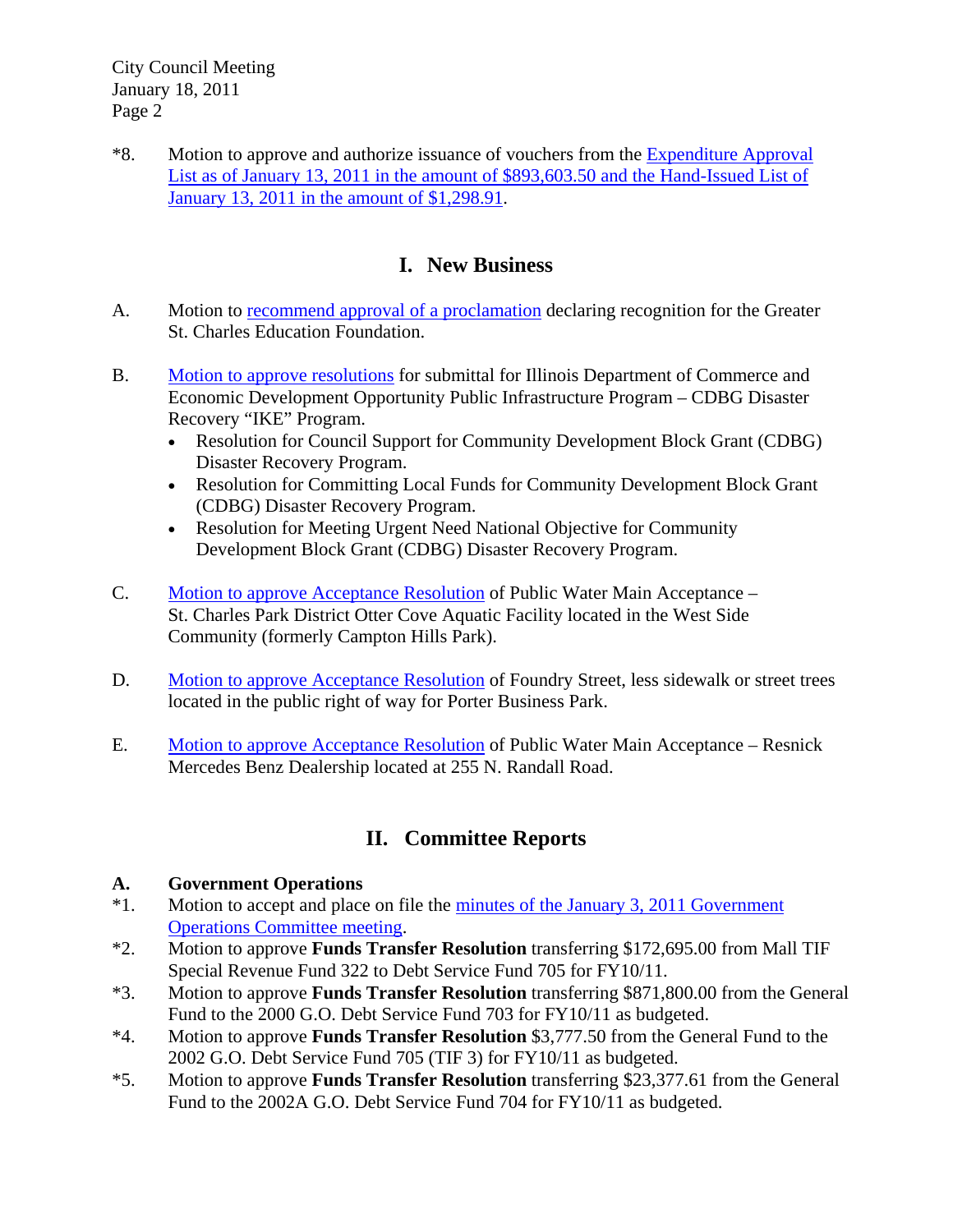*8. Motion to approve and authorize issuance of vouchers from the Expenditure Approval List as of January 13, 2011 in the amount of $893,603.50 and the Hand-Issued List of January 13, 2011 in the amount of $1,298.91.

## I. New Business

A. Motion to recommend approval of a proclamation declaring recognition for the Greater St. Charles Education Foundation.

B. Motion to approve resolutions for submittal for Illinois Department of Commerce and Economic Development Opportunity Public Infrastructure Program – CDBG Disaster Recovery "IKE" Program.
- Resolution for Council Support for Community Development Block Grant (CDBG) Disaster Recovery Program.
- Resolution for Committing Local Funds for Community Development Block Grant (CDBG) Disaster Recovery Program.
- Resolution for Meeting Urgent Need National Objective for Community Development Block Grant (CDBG) Disaster Recovery Program.

C. Motion to approve Acceptance Resolution of Public Water Main Acceptance – St. Charles Park District Otter Cove Aquatic Facility located in the West Side Community (formerly Campton Hills Park).

D. Motion to approve Acceptance Resolution of Foundry Street, less sidewalk or street trees located in the public right of way for Porter Business Park.

E. Motion to approve Acceptance Resolution of Public Water Main Acceptance – Resnick Mercedes Benz Dealership located at 255 N. Randall Road.

## II. Committee Reports

**A. Government Operations**

*1. Motion to accept and place on file the minutes of the January 3, 2011 Government Operations Committee meeting.

*2. Motion to approve **Funds Transfer Resolution** transferring $172,695.00 from Mall TIF Special Revenue Fund 322 to Debt Service Fund 705 for FY10/11.

*3. Motion to approve **Funds Transfer Resolution** transferring $871,800.00 from the General Fund to the 2000 G.O. Debt Service Fund 703 for FY10/11 as budgeted.

*4. Motion to approve **Funds Transfer Resolution** $3,777.50 from the General Fund to the 2002 G.O. Debt Service Fund 705 (TIF 3) for FY10/11 as budgeted.

*5. Motion to approve **Funds Transfer Resolution** transferring $23,377.61 from the General Fund to the 2002A G.O. Debt Service Fund 704 for FY10/11 as budgeted.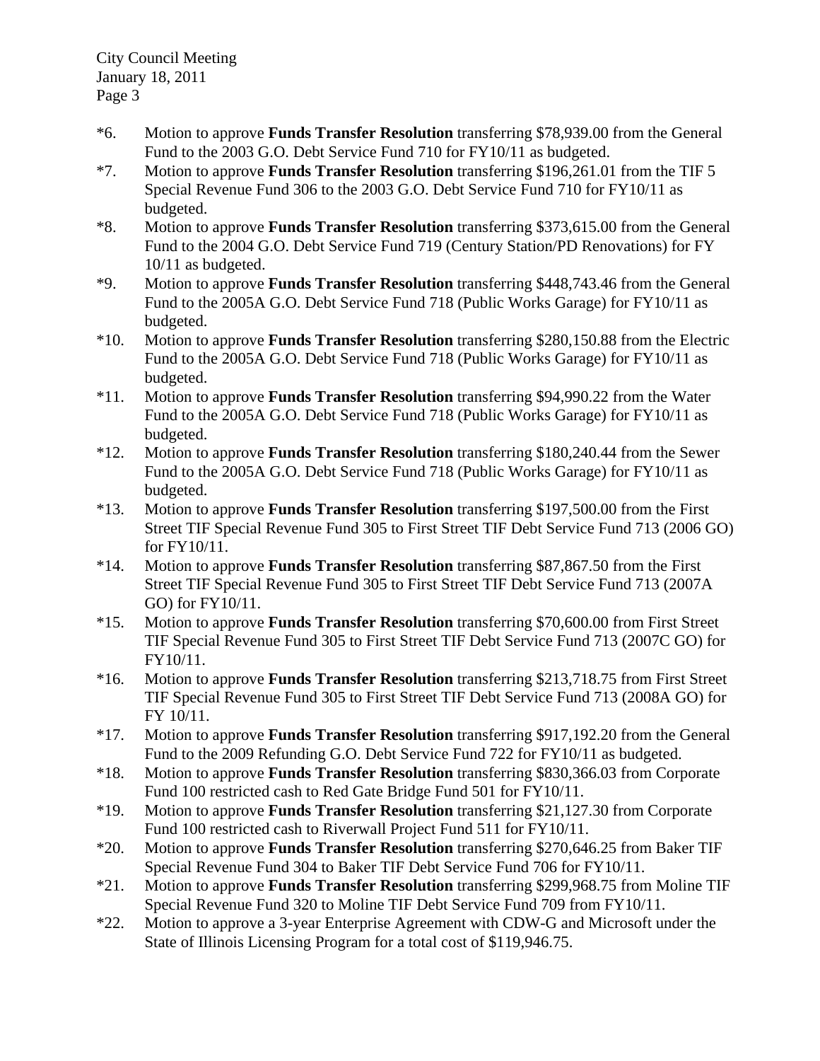*6. Motion to approve **Funds Transfer Resolution** transferring $78,939.00 from the General Fund to the 2003 G.O. Debt Service Fund 710 for FY10/11 as budgeted.

*7. Motion to approve **Funds Transfer Resolution** transferring $196,261.01 from the TIF 5 Special Revenue Fund 306 to the 2003 G.O. Debt Service Fund 710 for FY10/11 as budgeted.

*8. Motion to approve **Funds Transfer Resolution** transferring $373,615.00 from the General Fund to the 2004 G.O. Debt Service Fund 719 (Century Station/PD Renovations) for FY 10/11 as budgeted.

*9. Motion to approve **Funds Transfer Resolution** transferring $448,743.46 from the General Fund to the 2005A G.O. Debt Service Fund 718 (Public Works Garage) for FY10/11 as budgeted.

*10. Motion to approve **Funds Transfer Resolution** transferring $280,150.88 from the Electric Fund to the 2005A G.O. Debt Service Fund 718 (Public Works Garage) for FY10/11 as budgeted.

*11. Motion to approve **Funds Transfer Resolution** transferring $94,990.22 from the Water Fund to the 2005A G.O. Debt Service Fund 718 (Public Works Garage) for FY10/11 as budgeted.

*12. Motion to approve **Funds Transfer Resolution** transferring $180,240.44 from the Sewer Fund to the 2005A G.O. Debt Service Fund 718 (Public Works Garage) for FY10/11 as budgeted.

*13. Motion to approve **Funds Transfer Resolution** transferring $197,500.00 from the First Street TIF Special Revenue Fund 305 to First Street TIF Debt Service Fund 713 (2006 GO) for FY10/11.

*14. Motion to approve **Funds Transfer Resolution** transferring $87,867.50 from the First Street TIF Special Revenue Fund 305 to First Street TIF Debt Service Fund 713 (2007A GO) for FY10/11.

*15. Motion to approve **Funds Transfer Resolution** transferring $70,600.00 from First Street TIF Special Revenue Fund 305 to First Street TIF Debt Service Fund 713 (2007C GO) for FY10/11.

*16. Motion to approve **Funds Transfer Resolution** transferring $213,718.75 from First Street TIF Special Revenue Fund 305 to First Street TIF Debt Service Fund 713 (2008A GO) for FY 10/11.

*17. Motion to approve **Funds Transfer Resolution** transferring $917,192.20 from the General Fund to the 2009 Refunding G.O. Debt Service Fund 722 for FY10/11 as budgeted.

*18. Motion to approve **Funds Transfer Resolution** transferring $830,366.03 from Corporate Fund 100 restricted cash to Red Gate Bridge Fund 501 for FY10/11.

*19. Motion to approve **Funds Transfer Resolution** transferring $21,127.30 from Corporate Fund 100 restricted cash to Riverwall Project Fund 511 for FY10/11.

*20. Motion to approve **Funds Transfer Resolution** transferring $270,646.25 from Baker TIF Special Revenue Fund 304 to Baker TIF Debt Service Fund 706 for FY10/11.

*21. Motion to approve **Funds Transfer Resolution** transferring $299,968.75 from Moline TIF Special Revenue Fund 320 to Moline TIF Debt Service Fund 709 from FY10/11.

*22. Motion to approve a 3-year Enterprise Agreement with CDW-G and Microsoft under the State of Illinois Licensing Program for a total cost of $119,946.75.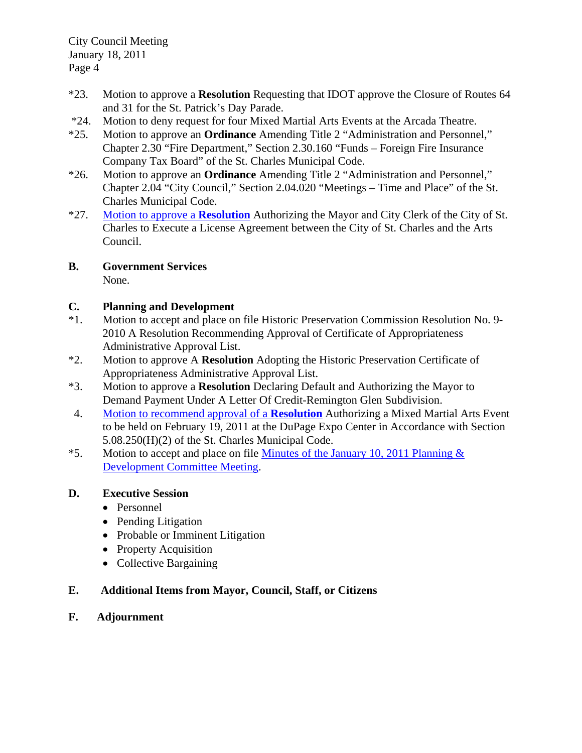*23. Motion to approve a **Resolution** Requesting that IDOT approve the Closure of Routes 64 and 31 for the St. Patrick's Day Parade.

*24. Motion to deny request for four Mixed Martial Arts Events at the Arcada Theatre.

*25. Motion to approve an **Ordinance** Amending Title 2 "Administration and Personnel," Chapter 2.30 "Fire Department," Section 2.30.160 "Funds – Foreign Fire Insurance Company Tax Board" of the St. Charles Municipal Code.

*26. Motion to approve an **Ordinance** Amending Title 2 "Administration and Personnel," Chapter 2.04 "City Council," Section 2.04.020 "Meetings – Time and Place" of the St. Charles Municipal Code.

*27. Motion to approve a **Resolution** Authorizing the Mayor and City Clerk of the City of St. Charles to Execute a License Agreement between the City of St. Charles and the Arts Council.

**B. Government Services**

None.

**C. Planning and Development**

*1. Motion to accept and place on file Historic Preservation Commission Resolution No. 9-2010 A Resolution Recommending Approval of Certificate of Appropriateness Administrative Approval List.

*2. Motion to approve A **Resolution** Adopting the Historic Preservation Certificate of Appropriateness Administrative Approval List.

*3. Motion to approve a **Resolution** Declaring Default and Authorizing the Mayor to Demand Payment Under A Letter Of Credit-Remington Glen Subdivision.

4. Motion to recommend approval of a **Resolution** Authorizing a Mixed Martial Arts Event to be held on February 19, 2011 at the DuPage Expo Center in Accordance with Section 5.08.250(H)(2) of the St. Charles Municipal Code.

*5. Motion to accept and place on file Minutes of the January 10, 2011 Planning & Development Committee Meeting.

**D. Executive Session**

- Personnel
- Pending Litigation
- Probable or Imminent Litigation
- Property Acquisition
- Collective Bargaining

**E. Additional Items from Mayor, Council, Staff, or Citizens**

**F. Adjournment**